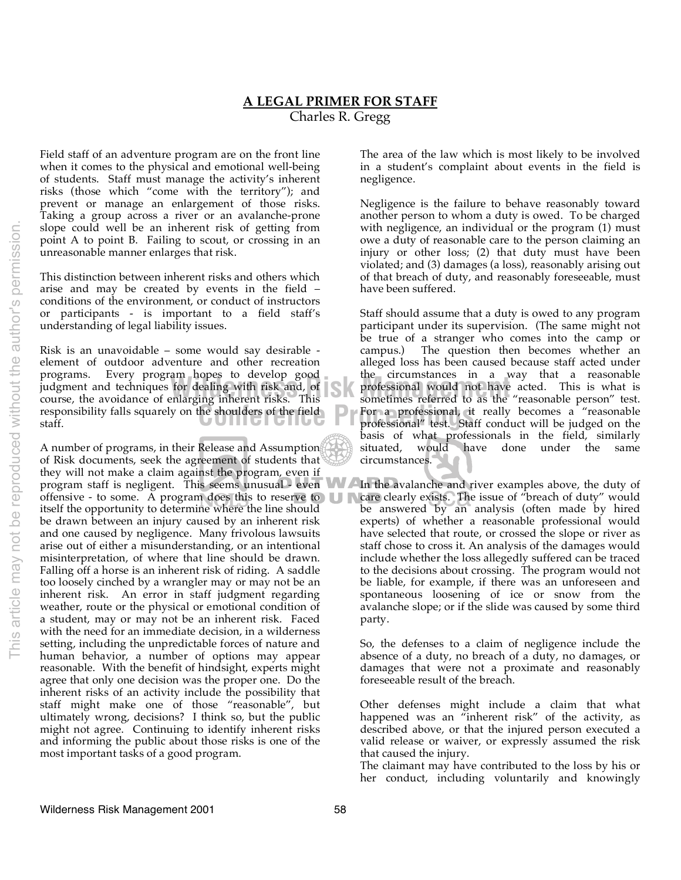# A LEGAL PRIMER FOR STAFF

Charles R. Gregg

Field staff of an adventure program are on the front line when it comes to the physical and emotional well-being of students. Staff must manage the activity's inherent risks (those which "come with the territory"); and prevent or manage an enlargement of those risks. Taking a group across a river or an avalanche-prone slope could well be an inherent risk of getting from point A to point B. Failing to scout, or crossing in an unreasonable manner enlarges that risk.

This distinction between inherent risks and others which arise and may be created by events in the field – conditions of the environment, or conduct of instructors or participants - is important to a field staff's understanding of legal liability issues.

Risk is an unavoidable – some would say desirable - element of outdoor adventure and other recreation programs. Every program hopes to develop good judgment and techniques for dealing with risk and, of course, the avoidance of enlarging inherent risks. This responsibility falls squarely on the shoulders of the field staff.

A number of programs, in their Release and Assumption of Risk documents, seek the agreement of students that they will not make a claim against the program, even if program staff is negligent. This seems unusual - even offensive - to some. A program does this to reserve to itself the opportunity to determine where the line should be drawn between an injury caused by an inherent risk and one caused by negligence. Many frivolous lawsuits arise out of either a misunderstanding, or an intentional misinterpretation, of where that line should be drawn. Falling off a horse is an inherent risk of riding. A saddle too loosely cinched by a wrangler may or may not be an inherent risk. An error in staff judgment regarding weather, route or the physical or emotional condition of a student, may or may not be an inherent risk. Faced with the need for an immediate decision, in a wilderness setting, including the unpredictable forces of nature and human behavior, a number of options may appear reasonable. With the benefit of hindsight, experts might agree that only one decision was the proper one. Do the inherent risks of an activity include the possibility that staff might make one of those "reasonable", but ultimately wrong, decisions? I think so, but the public might not agree. Continuing to identify inherent risks and informing the public about those risks is one of the most important tasks of a good program.

The area of the law which is most likely to be involved in a student's complaint about events in the field is negligence.

Negligence is the failure to behave reasonably toward another person to whom a duty is owed. To be charged with negligence, an individual or the program (1) must owe a duty of reasonable care to the person claiming an injury or other loss; (2) that duty must have been violated; and (3) damages (a loss), reasonably arising out of that breach of duty, and reasonably foreseeable, must have been suffered.

Staff should assume that a duty is owed to any program participant under its supervision. (The same might not be true of a stranger who comes into the camp or campus.) The question then becomes whether an alleged loss has been caused because staff acted under the circumstances in a way that a reasonable professional would not have acted. This is what is sometimes referred to as the "reasonable person" test. For a professional, it really becomes a "reasonable professional" test. Staff conduct will be judged on the basis of what professionals in the field, similarly situated, would have done under the same circumstances.

In the avalanche and river examples above, the duty of care clearly exists. The issue of "breach of duty" would be answered by an analysis (often made by hired experts) of whether a reasonable professional would have selected that route, or crossed the slope or river as staff chose to cross it. An analysis of the damages would include whether the loss allegedly suffered can be traced to the decisions about crossing. The program would not be liable, for example, if there was an unforeseen and spontaneous loosening of ice or snow from the avalanche slope; or if the slide was caused by some third party.

So, the defenses to a claim of negligence include the absence of a duty, no breach of a duty, no damages, or damages that were not a proximate and reasonably foreseeable result of the breach.

Other defenses might include a claim that what happened was an "inherent risk" of the activity, as described above, or that the injured person executed a valid release or waiver, or expressly assumed the risk that caused the injury.

The claimant may have contributed to the loss by his or her conduct, including voluntarily and knowingly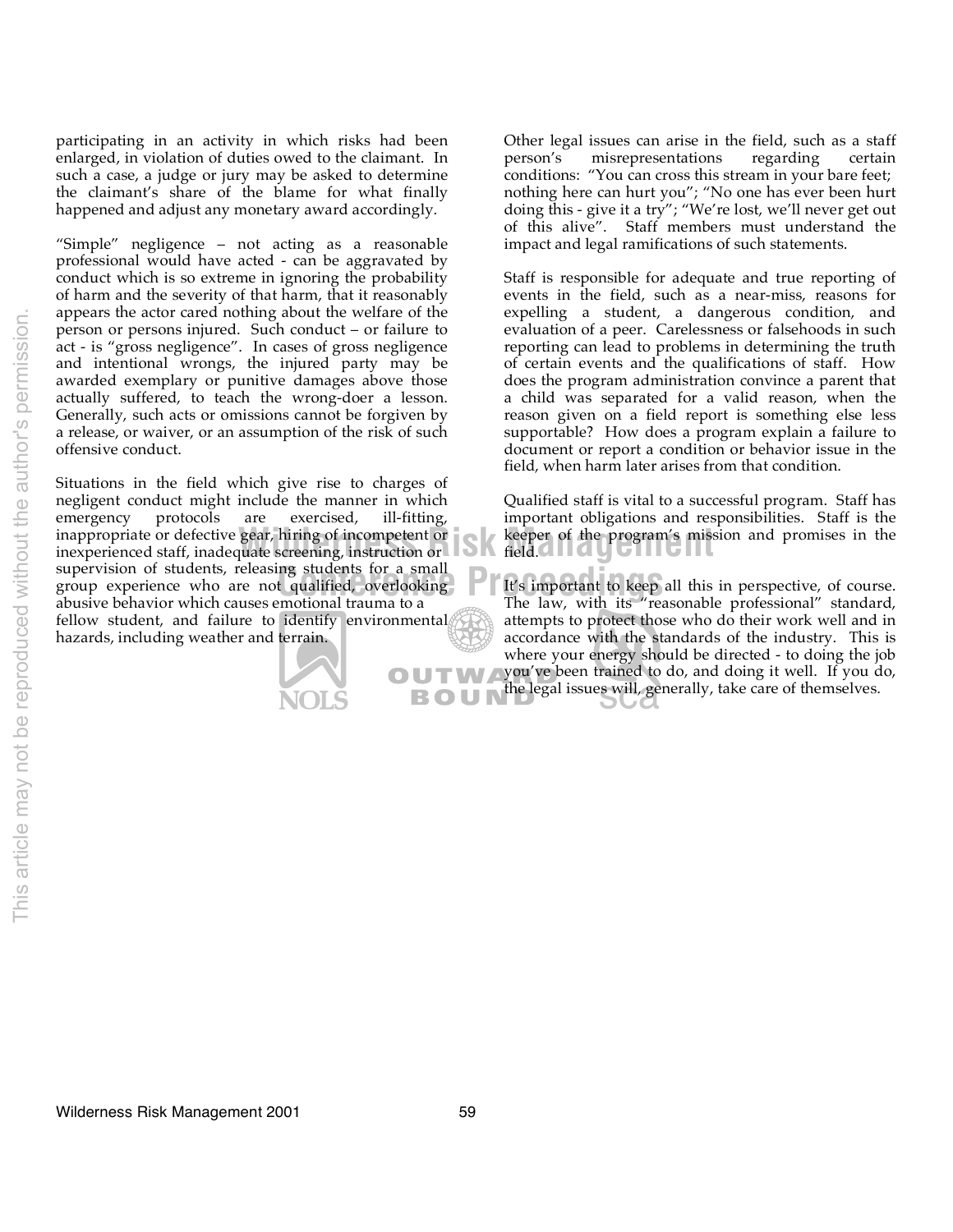participating in an activity in which risks had been enlarged, in violation of duties owed to the claimant. In such a case, a judge or jury may be asked to determine the claimant's share of the blame for what finally happened and adjust any monetary award accordingly.

"Simple" negligence – not acting as a reasonable professional would have acted - can be aggravated by conduct which is so extreme in ignoring the probability of harm and the severity of that harm, that it reasonably appears the actor cared nothing about the welfare of the person or persons injured. Such conduct – or failure to act - is "gross negligence". In cases of gross negligence and intentional wrongs, the injured party may be awarded exemplary or punitive damages above those actually suffered, to teach the wrong-doer a lesson. Generally, such acts or omissions cannot be forgiven by a release, or waiver, or an assumption of the risk of such offensive conduct.

Situations in the field which give rise to charges of negligent conduct might include the manner in which emergency protocols are exercised, ill-fitting, inappropriate or defective gear, hiring of incompetent or inexperienced staff, inadequate screening, instruction or supervision of students, releasing students for a small group experience who are not qualified, overlooking abusive behavior which causes emotional trauma to a fellow student, and failure to identify environmental hazards, including weather and terrain.

Other legal issues can arise in the field, such as a staff person's misrepresentations regarding certain conditions: "You can cross this stream in your bare feet; nothing here can hurt you"; "No one has ever been hurt doing this - give it a try"; "We're lost, we'll never get out of this alive". Staff members must understand the impact and legal ramifications of such statements.

Staff is responsible for adequate and true reporting of events in the field, such as a near-miss, reasons for expelling a student, a dangerous condition, and evaluation of a peer. Carelessness or falsehoods in such reporting can lead to problems in determining the truth of certain events and the qualifications of staff. How does the program administration convince a parent that a child was separated for a valid reason, when the reason given on a field report is something else less supportable? How does a program explain a failure to document or report a condition or behavior issue in the field, when harm later arises from that condition.

Qualified staff is vital to a successful program. Staff has important obligations and responsibilities. Staff is the keeper of the program's mission and promises in the field.

It's important to keep all this in perspective, of course. The law, with its "reasonable professional" standard, attempts to protect those who do their work well and in accordance with the standards of the industry. This is where your energy should be directed - to doing the job you've been trained to do, and doing it well. If you do, the legal issues will, generally, take care of themselves.